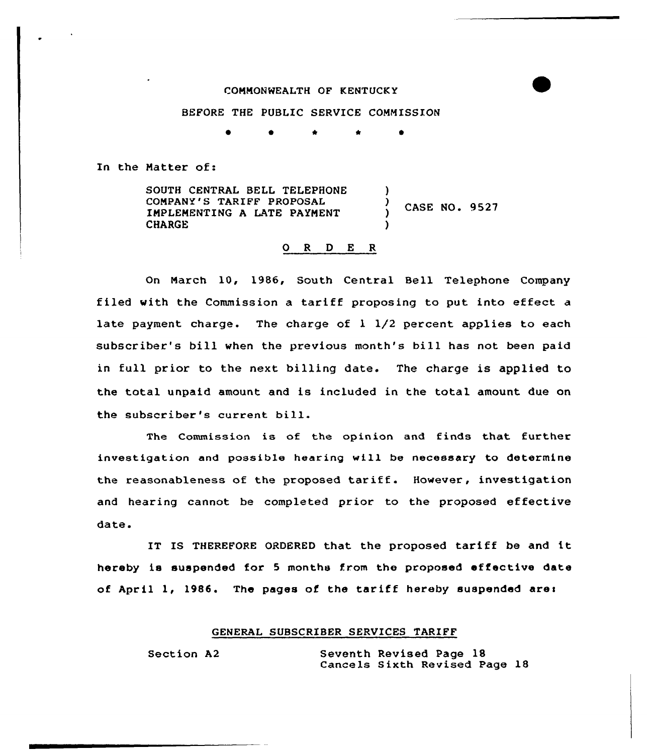COMMONWEALTH OF KENTUCKY

BEFORE THE PUBLIC SERVICE COMMISSION

\* \* \* \* \*

In the Matter of:

| | | |
|---|---|---|
| SOUTH CENTRAL BELL TELEPHONE COMPANY'S TARIFF PROPOSAL IMPLEMENTING A LATE PAYMENT CHARGE | ) ) ) ) | CASE NO. 9527 |

O R D E R

On March 10, 1986, South Central Bell Telephone Company filed with the Commission a tariff proposing to put into effect a late payment charge. The charge of 1 1/2 percent applies to each subscriber's bill when the previous month's bill has not been paid in full prior to the next billing date. The charge is applied to the total unpaid amount and is included in the total amount due on the subscriber's current bill.

The Commission is of the opinion and finds that further investigation and possible hearing will be necessary to determine the reasonableness of the proposed tariff. However, investigation and hearing cannot be completed prior to the proposed effective date.

IT IS THEREFORE ORDERED that the proposed tariff be and it hereby is suspended for 5 months from the proposed effective date of April 1, 1986. The pages of the tariff hereby suspended are:

GENERAL SUBSCRIBER SERVICES TARIFF

| | |
|---|---|
| Section A2 | Seventh Revised Page 18<br>Cancels Sixth Revised Page 18 |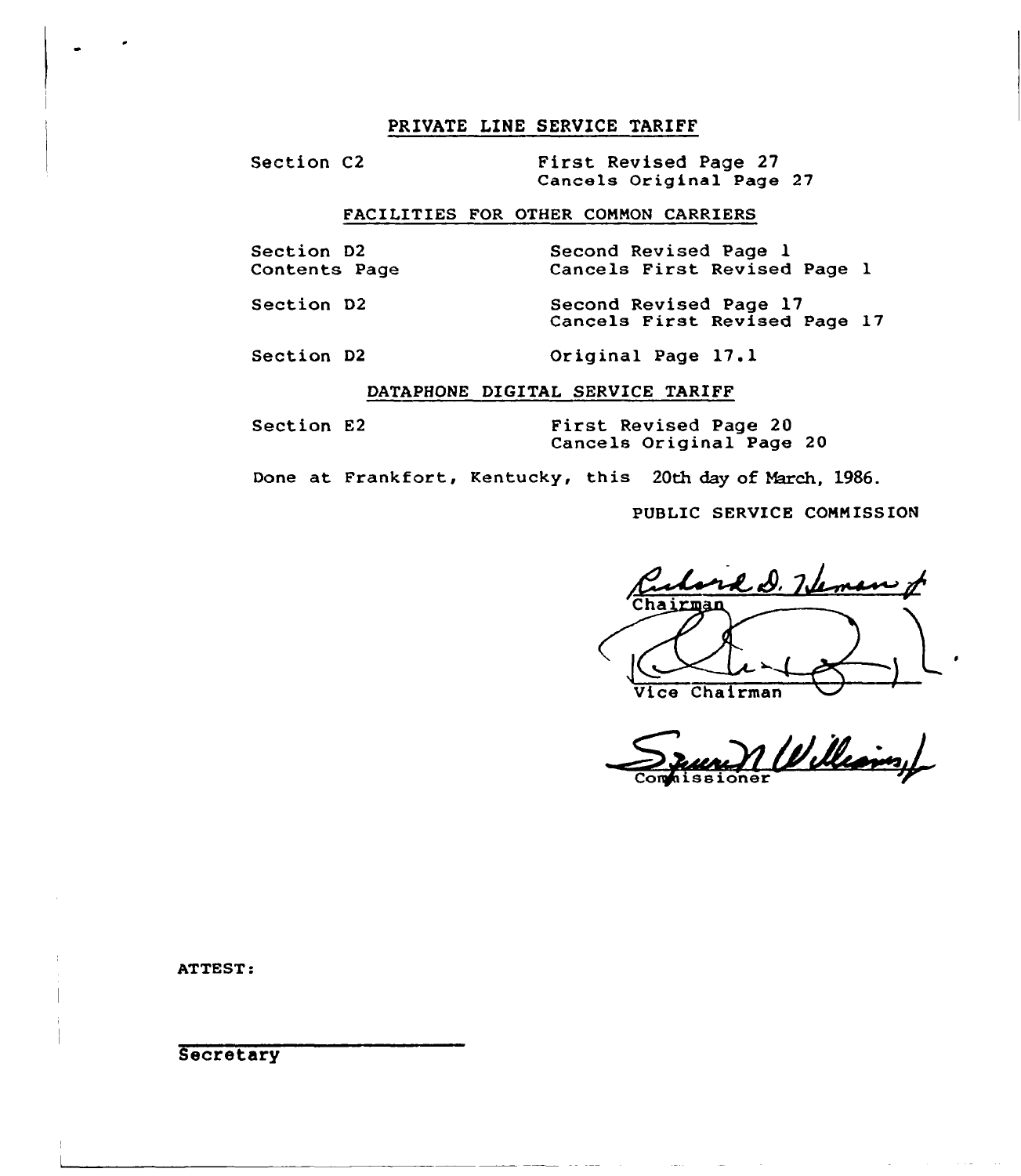PRIVATE LINE SERVICE TARIFF

| | |
|---|---|
| Section C2 | First Revised Page 27<br>Cancels Original Page 27 |

FACILITIES FOR OTHER COMMON CARRIERS

| | |
|---|---|
| Section D2<br>Contents Page | Second Revised Page 1<br>Cancels First Revised Page 1 |
| Section D2 | Second Revised Page 17<br>Cancels First Revised Page 17 |
| Section D2 | Original Page 17.1 |

DATAPHONE DIGITAL SERVICE TARIFF

| | |
|---|---|
| Section E2 | First Revised Page 20<br>Cancels Original Page 20 |

Done at Frankfort, Kentucky, this 20th day of March, 1986.

PUBLIC SERVICE COMMISSION

Richard D. Heman Jr.
Chairman

Vice Chairman

Commissioner

ATTEST:

Secretary